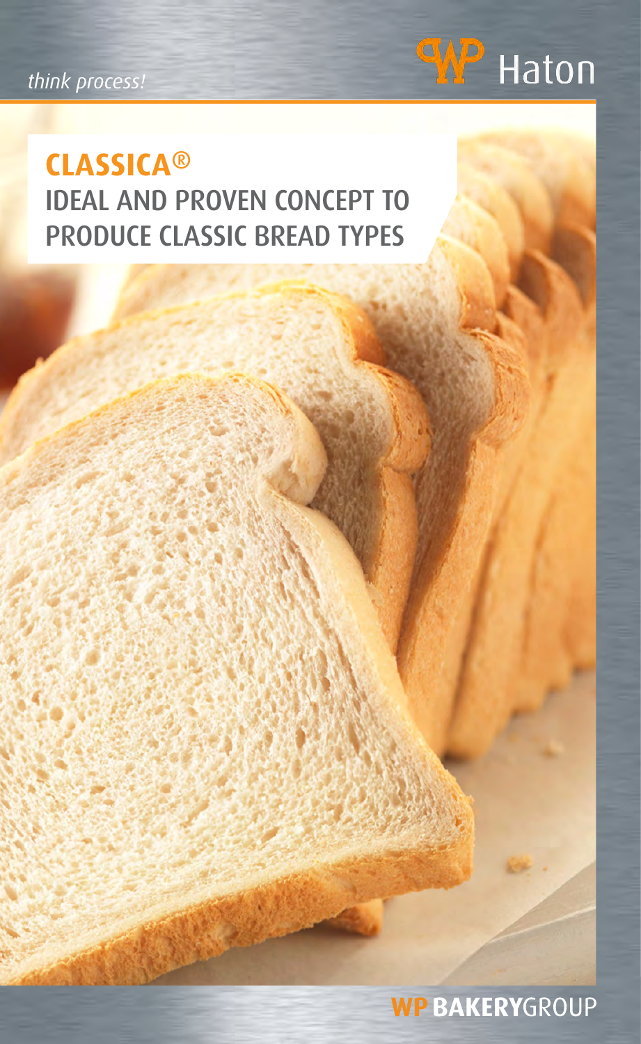*think process!*

WP Haton

# CLASSICA®

## IDEAL AND PROVEN CONCEPT TO PRODUCE CLASSIC BREAD TYPES

WP BAKERYGROUP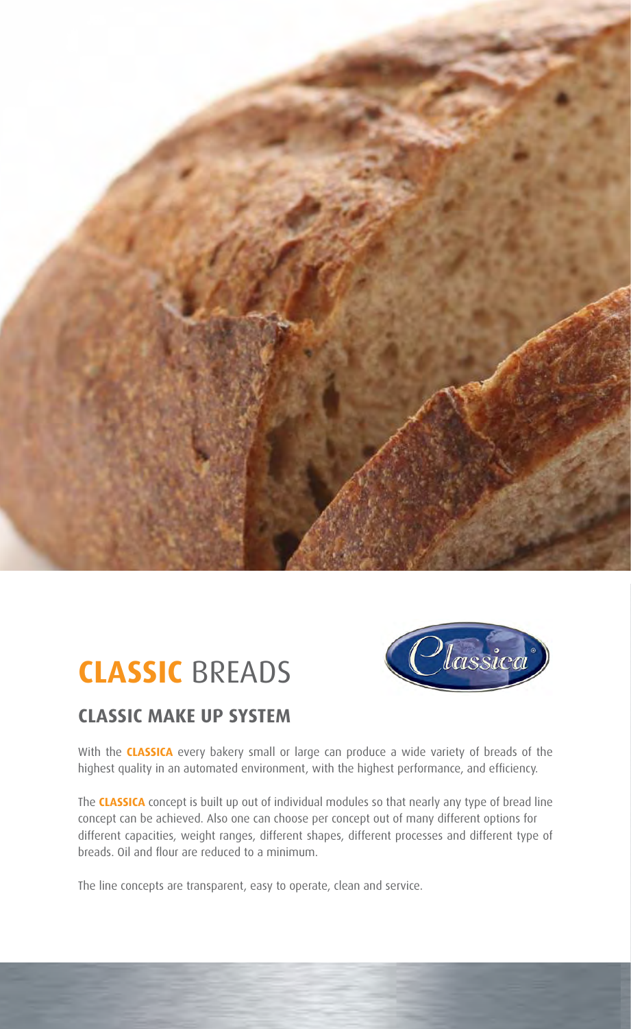# **CLASSIC** BREADS

## CLASSIC MAKE UP SYSTEM

With the **CLASSICA** every bakery small or large can produce a wide variety of breads of the highest quality in an automated environment, with the highest performance, and efficiency.

The **CLASSICA** concept is built up out of individual modules so that nearly any type of bread line concept can be achieved. Also one can choose per concept out of many different options for different capacities, weight ranges, different shapes, different processes and different type of breads. Oil and flour are reduced to a minimum.

The line concepts are transparent, easy to operate, clean and service.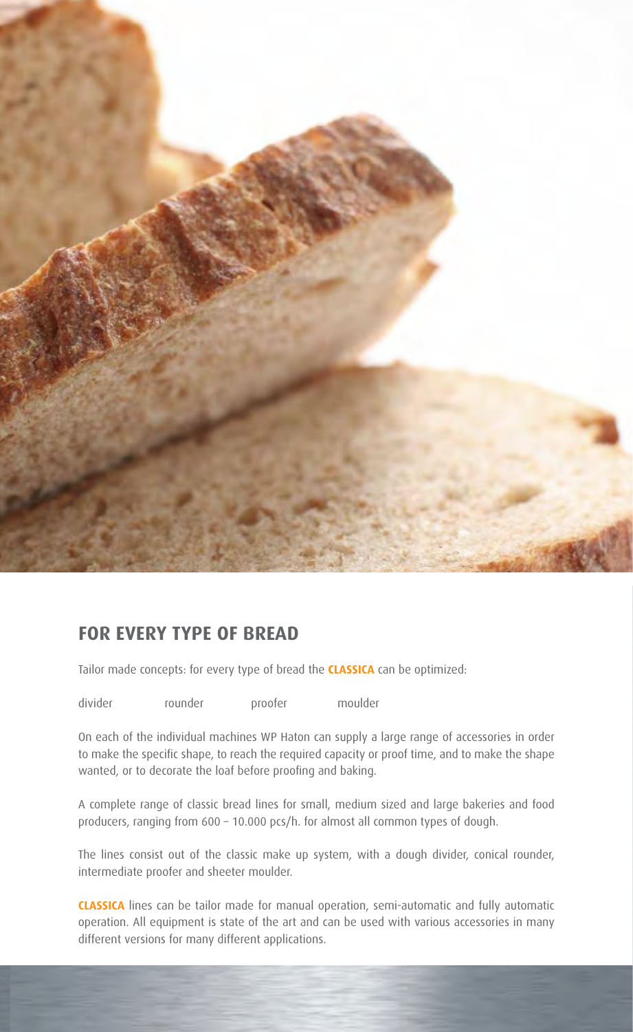## FOR EVERY TYPE OF BREAD

Tailor made concepts: for every type of bread the **CLASSICA** can be optimized:

divider rounder proofer moulder

On each of the individual machines WP Haton can supply a large range of accessories in order to make the specific shape, to reach the required capacity or proof time, and to make the shape wanted, or to decorate the loaf before proofing and baking.

A complete range of classic bread lines for small, medium sized and large bakeries and food producers, ranging from 600 – 10.000 pcs/h. for almost all common types of dough.

The lines consist out of the classic make up system, with a dough divider, conical rounder, intermediate proofer and sheeter moulder.

**CLASSICA** lines can be tailor made for manual operation, semi-automatic and fully automatic operation. All equipment is state of the art and can be used with various accessories in many different versions for many different applications.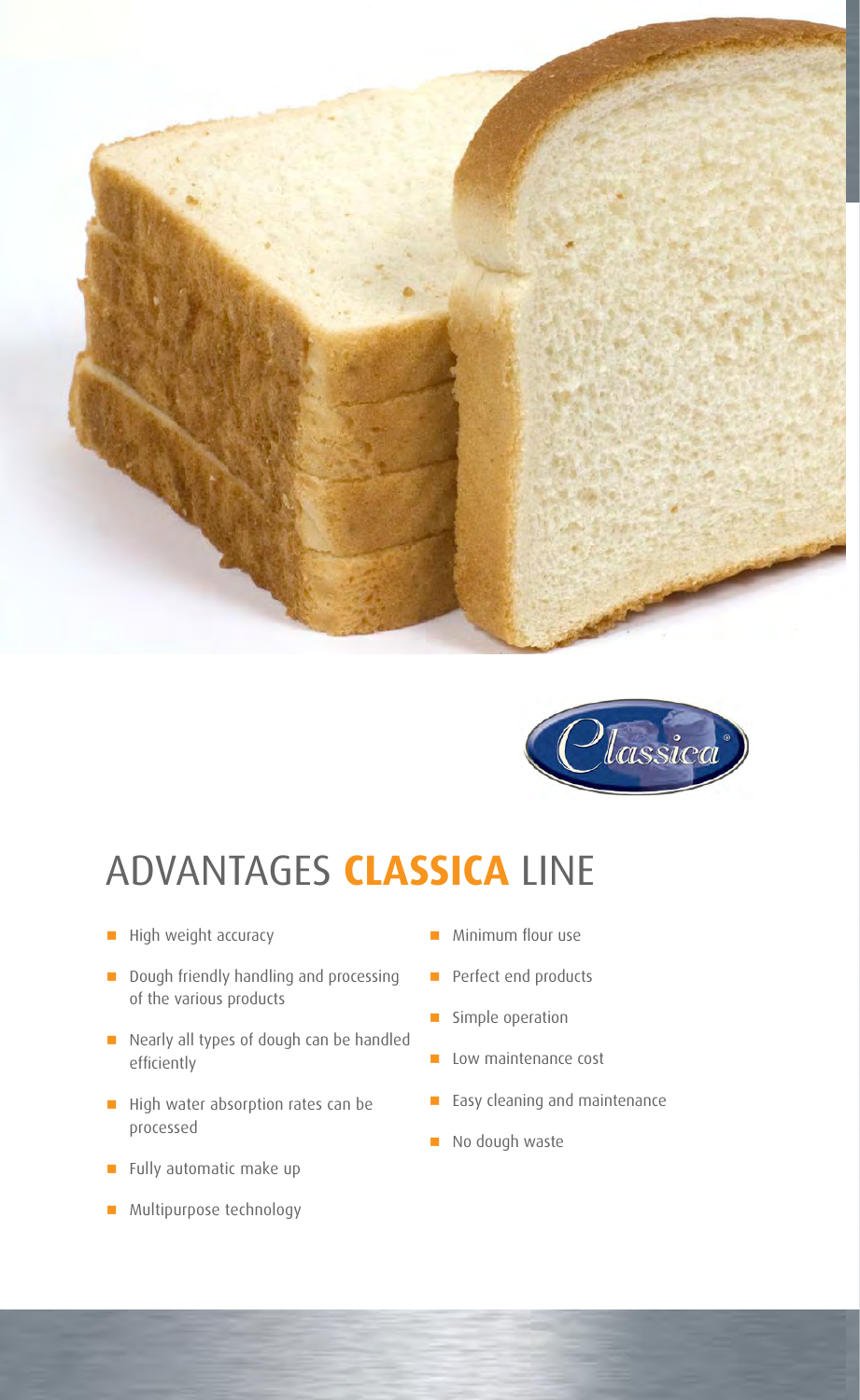# ADVANTAGES **CLASSICA** LINE

- High weight accuracy
- Dough friendly handling and processing of the various products
- Nearly all types of dough can be handled efficiently
- High water absorption rates can be processed
- Fully automatic make up
- Multipurpose technology
- Minimum flour use
- Perfect end products
- Simple operation
- Low maintenance cost
- Easy cleaning and maintenance
- No dough waste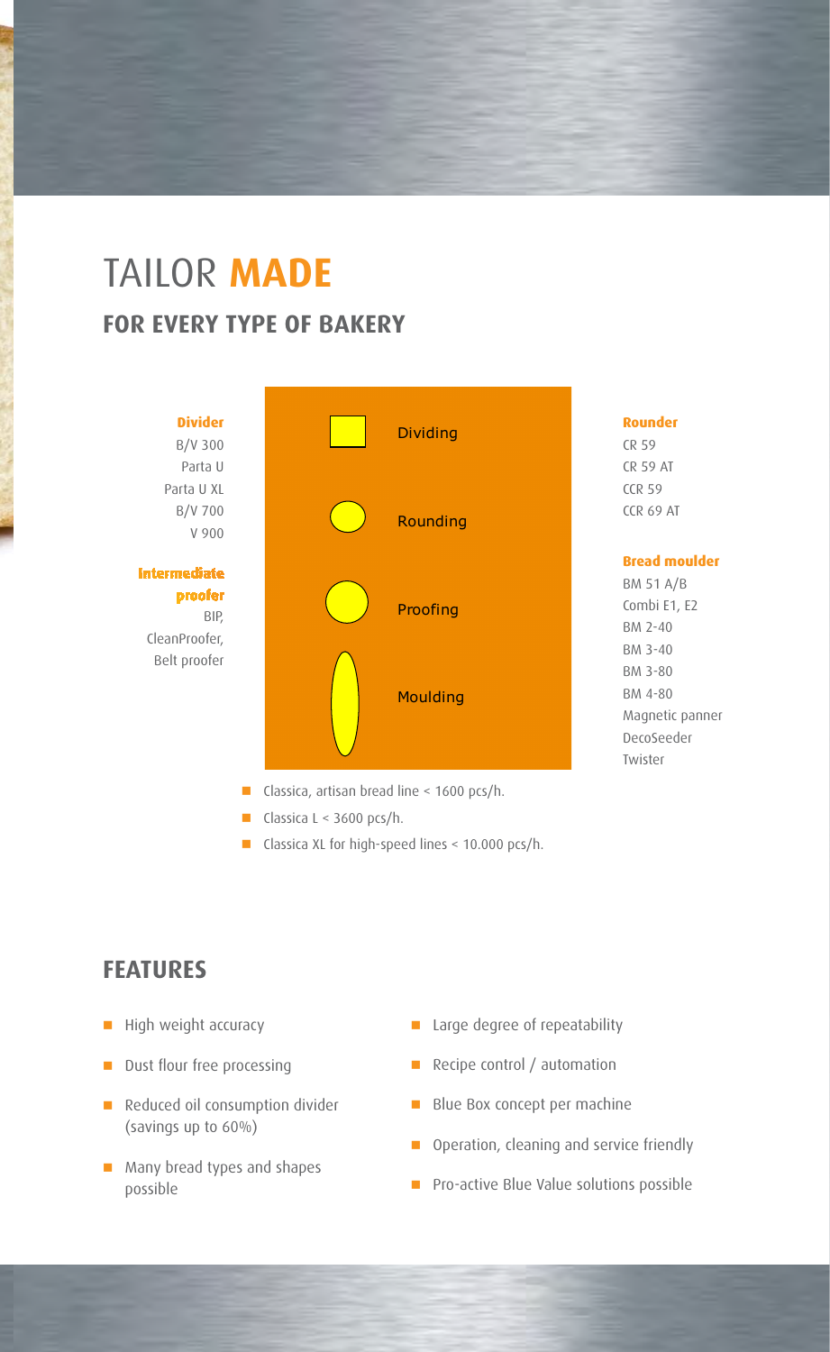# TAILOR **MADE**

## FOR EVERY TYPE OF BAKERY

**Divider**
B/V 300
Parta U
Parta U XL
B/V 700
V 900

**Intermediate proofer**
BIP,
CleanProofer,
Belt proofer

Dividing

Rounding

Proofing

Moulding

**Rounder**
CR 59
CR 59 AT
CCR 59
CCR 69 AT

**Bread moulder**
BM 51 A/B
Combi E1, E2
BM 2-40
BM 3-40
BM 3-80
BM 4-80
Magnetic panner
DecoSeeder
Twister

- Classica, artisan bread line < 1600 pcs/h.
- Classica L < 3600 pcs/h.
- Classica XL for high-speed lines < 10.000 pcs/h.

## FEATURES

- High weight accuracy
- Dust flour free processing
- Reduced oil consumption divider (savings up to 60%)
- Many bread types and shapes possible
- Large degree of repeatability
- Recipe control / automation
- Blue Box concept per machine
- Operation, cleaning and service friendly
- Pro-active Blue Value solutions possible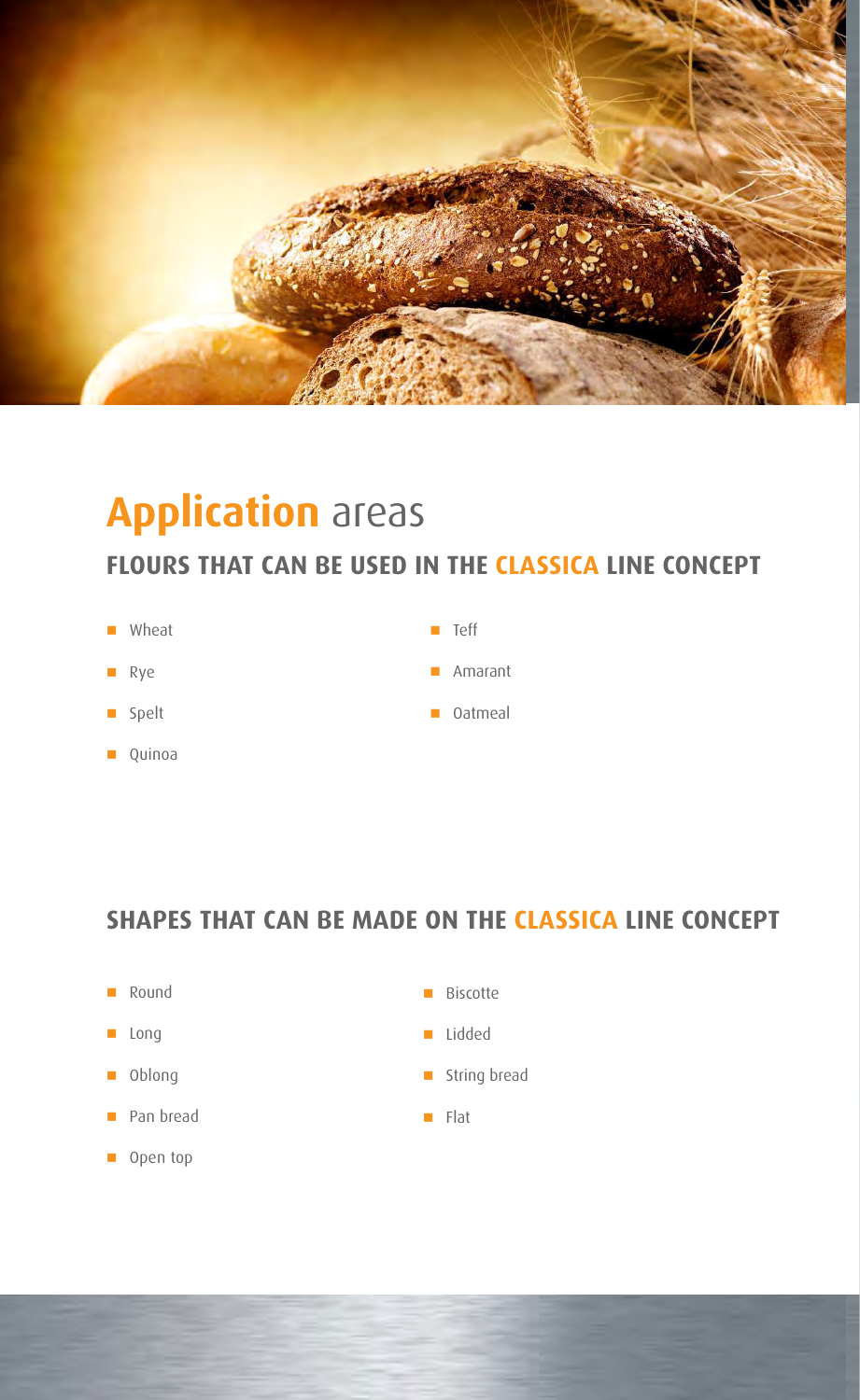# **Application** areas

## FLOURS THAT CAN BE USED IN THE CLASSICA LINE CONCEPT

- Wheat
- Rye
- Spelt
- Quinoa
- Teff
- Amarant
- Oatmeal

## SHAPES THAT CAN BE MADE ON THE CLASSICA LINE CONCEPT

- Round
- Long
- Oblong
- Pan bread
- Open top
- Biscotte
- Lidded
- String bread
- Flat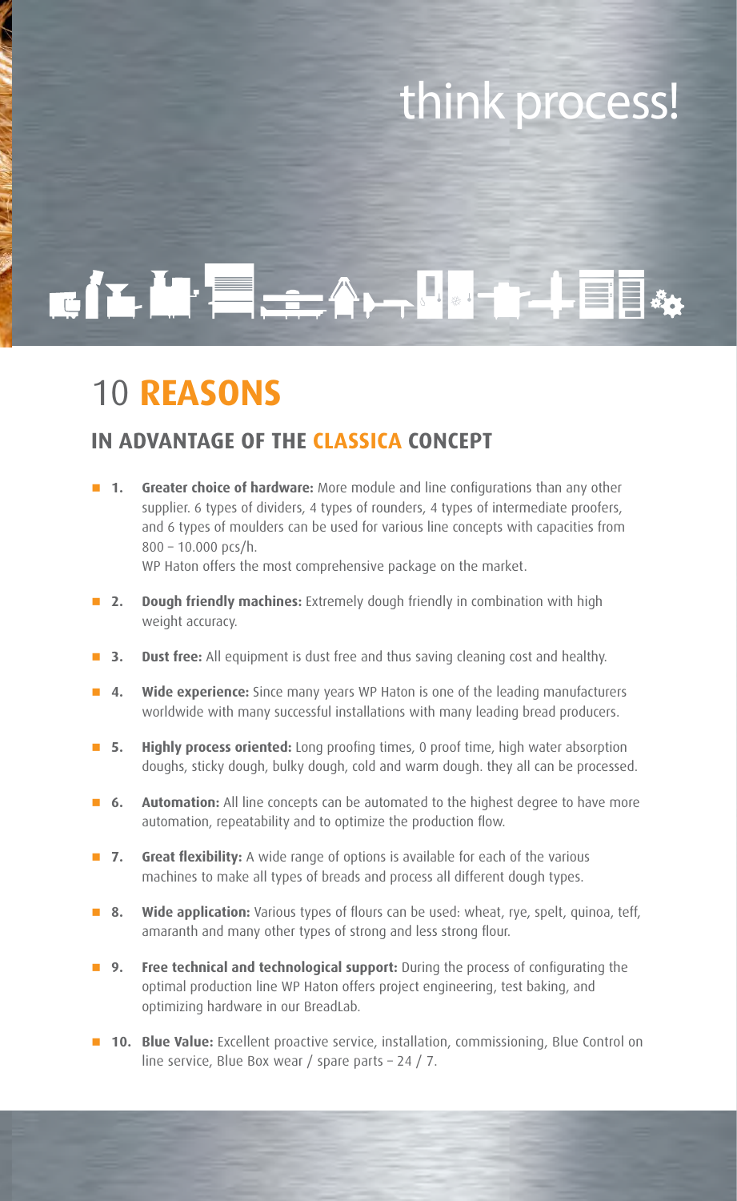think process!

# 10 **REASONS**

## IN ADVANTAGE OF THE **CLASSICA** CONCEPT

- **1. Greater choice of hardware:** More module and line configurations than any other supplier. 6 types of dividers, 4 types of rounders, 4 types of intermediate proofers, and 6 types of moulders can be used for various line concepts with capacities from 800 – 10.000 pcs/h.
  WP Haton offers the most comprehensive package on the market.
- **2. Dough friendly machines:** Extremely dough friendly in combination with high weight accuracy.
- **3. Dust free:** All equipment is dust free and thus saving cleaning cost and healthy.
- **4. Wide experience:** Since many years WP Haton is one of the leading manufacturers worldwide with many successful installations with many leading bread producers.
- **5. Highly process oriented:** Long proofing times, 0 proof time, high water absorption doughs, sticky dough, bulky dough, cold and warm dough. they all can be processed.
- **6. Automation:** All line concepts can be automated to the highest degree to have more automation, repeatability and to optimize the production flow.
- **7. Great flexibility:** A wide range of options is available for each of the various machines to make all types of breads and process all different dough types.
- **8. Wide application:** Various types of flours can be used: wheat, rye, spelt, quinoa, teff, amaranth and many other types of strong and less strong flour.
- **9. Free technical and technological support:** During the process of configurating the optimal production line WP Haton offers project engineering, test baking, and optimizing hardware in our BreadLab.
- **10. Blue Value:** Excellent proactive service, installation, commissioning, Blue Control on line service, Blue Box wear / spare parts – 24 / 7.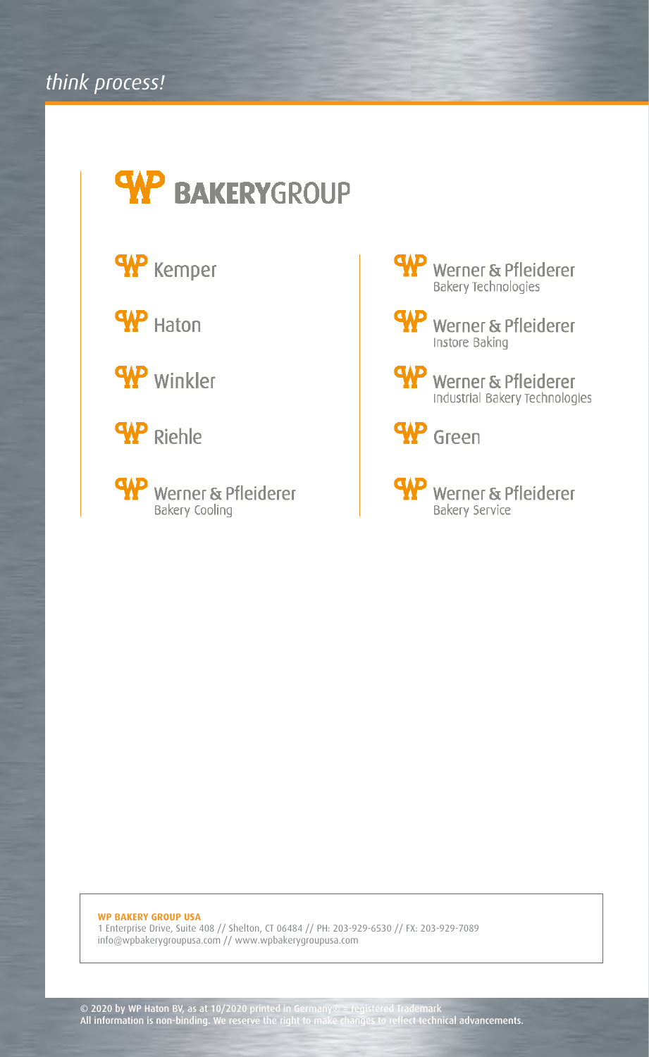*think process!*

# WP BAKERYGROUP

WP Kemper

WP Haton

WP Winkler

WP Riehle

WP Werner & Pfleiderer
Bakery Cooling

WP Werner & Pfleiderer
Bakery Technologies

WP Werner & Pfleiderer
Instore Baking

WP Werner & Pfleiderer
Industrial Bakery Technologies

WP Green

WP Werner & Pfleiderer
Bakery Service

**WP BAKERY GROUP USA**
1 Enterprise Drive, Suite 408 // Shelton, CT 06484 // PH: 203-929-6530 // FX: 203-929-7089
info@wpbakerygroupusa.com // www.wpbakerygroupusa.com

© 2020 by WP Haton BV, as at 10/2020 printed in Germany® = registered Trademark
All information is non-binding. We reserve the right to make changes to reflect technical advancements.